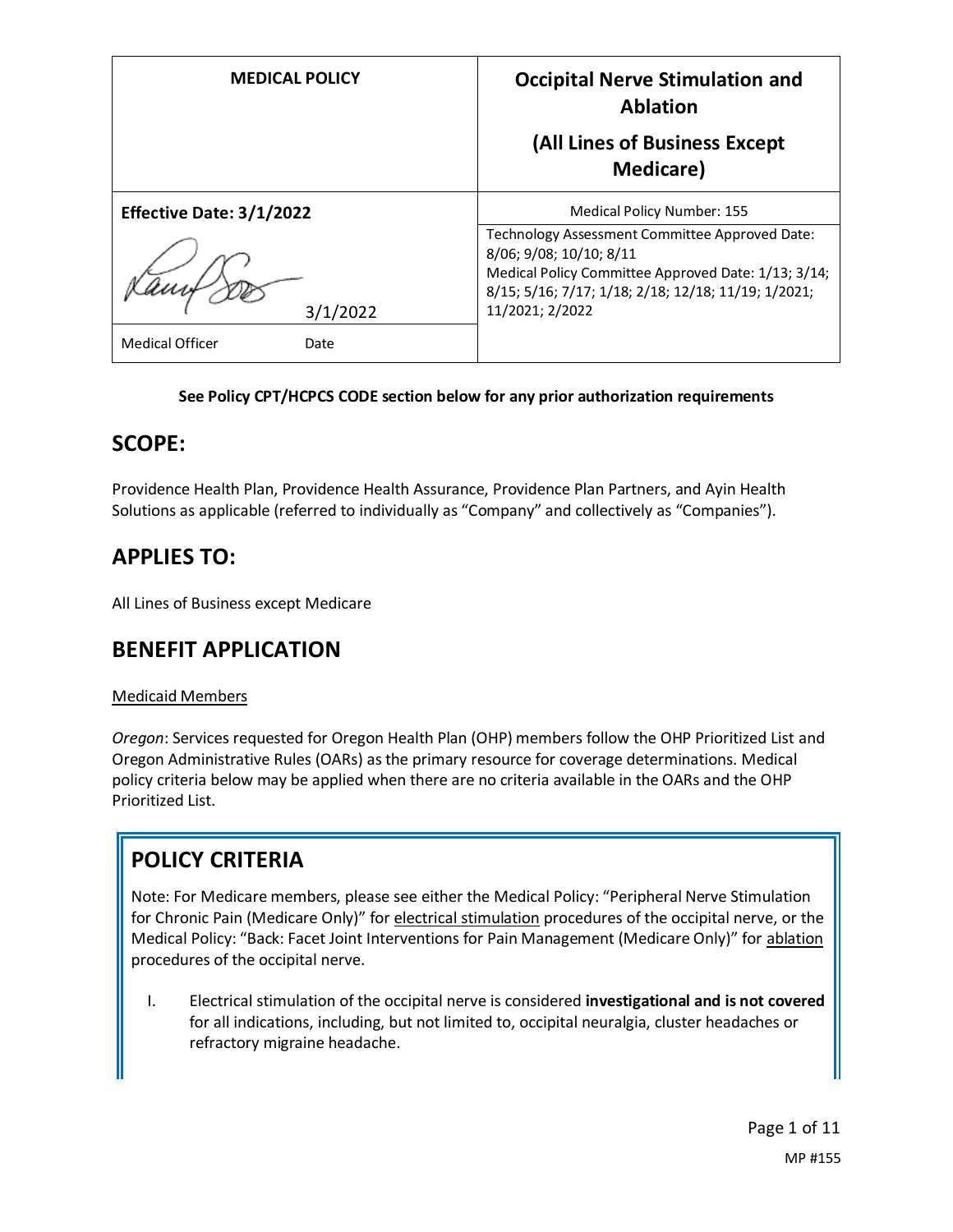| MEDICAL POLICY | Occipital Nerve Stimulation and Ablation (All Lines of Business Except Medicare) |
|---|---|
| **Effective Date: 3/1/2022** | Medical Policy Number: 155 |
| 3/1/2022 | Technology Assessment Committee Approved Date: 8/06; 9/08; 10/10; 8/11 Medical Policy Committee Approved Date: 1/13; 3/14; 8/15; 5/16; 7/17; 1/18; 2/18; 12/18; 11/19; 1/2021; 11/2021; 2/2022 |
| Medical Officer Date | |

**See Policy CPT/HCPCS CODE section below for any prior authorization requirements**

## SCOPE:

Providence Health Plan, Providence Health Assurance, Providence Plan Partners, and Ayin Health Solutions as applicable (referred to individually as "Company" and collectively as "Companies").

## APPLIES TO:

All Lines of Business except Medicare

## BENEFIT APPLICATION

Medicaid Members

*Oregon*: Services requested for Oregon Health Plan (OHP) members follow the OHP Prioritized List and Oregon Administrative Rules (OARs) as the primary resource for coverage determinations. Medical policy criteria below may be applied when there are no criteria available in the OARs and the OHP Prioritized List.

## POLICY CRITERIA

Note: For Medicare members, please see either the Medical Policy: "Peripheral Nerve Stimulation for Chronic Pain (Medicare Only)" for electrical stimulation procedures of the occipital nerve, or the Medical Policy: "Back: Facet Joint Interventions for Pain Management (Medicare Only)" for ablation procedures of the occipital nerve.

I. Electrical stimulation of the occipital nerve is considered **investigational and is not covered** for all indications, including, but not limited to, occipital neuralgia, cluster headaches or refractory migraine headache.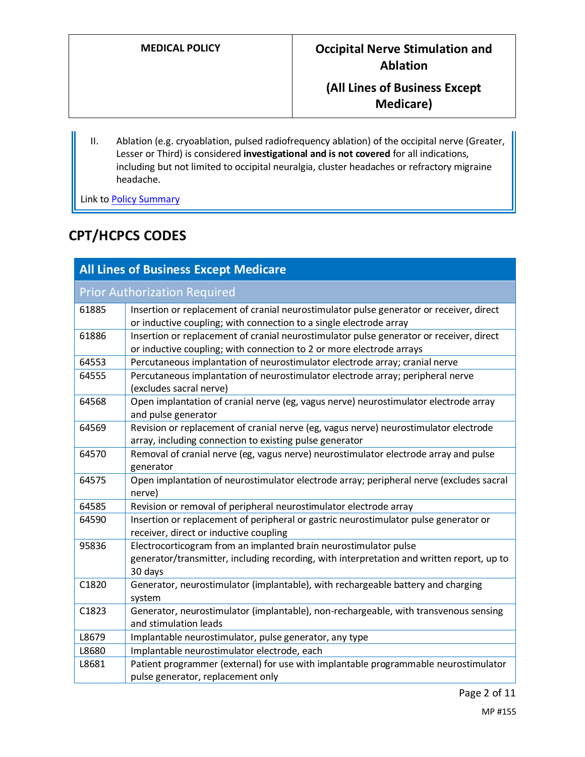II. Ablation (e.g. cryoablation, pulsed radiofrequency ablation) of the occipital nerve (Greater, Lesser or Third) is considered **investigational and is not covered** for all indications, including but not limited to occipital neuralgia, cluster headaches or refractory migraine headache.

Link to Policy Summary

## CPT/HCPCS CODES

| All Lines of Business Except Medicare | |
|---|---|
| Prior Authorization Required | |
| 61885 | Insertion or replacement of cranial neurostimulator pulse generator or receiver, direct or inductive coupling; with connection to a single electrode array |
| 61886 | Insertion or replacement of cranial neurostimulator pulse generator or receiver, direct or inductive coupling; with connection to 2 or more electrode arrays |
| 64553 | Percutaneous implantation of neurostimulator electrode array; cranial nerve |
| 64555 | Percutaneous implantation of neurostimulator electrode array; peripheral nerve (excludes sacral nerve) |
| 64568 | Open implantation of cranial nerve (eg, vagus nerve) neurostimulator electrode array and pulse generator |
| 64569 | Revision or replacement of cranial nerve (eg, vagus nerve) neurostimulator electrode array, including connection to existing pulse generator |
| 64570 | Removal of cranial nerve (eg, vagus nerve) neurostimulator electrode array and pulse generator |
| 64575 | Open implantation of neurostimulator electrode array; peripheral nerve (excludes sacral nerve) |
| 64585 | Revision or removal of peripheral neurostimulator electrode array |
| 64590 | Insertion or replacement of peripheral or gastric neurostimulator pulse generator or receiver, direct or inductive coupling |
| 95836 | Electrocorticogram from an implanted brain neurostimulator pulse generator/transmitter, including recording, with interpretation and written report, up to 30 days |
| C1820 | Generator, neurostimulator (implantable), with rechargeable battery and charging system |
| C1823 | Generator, neurostimulator (implantable), non-rechargeable, with transvenous sensing and stimulation leads |
| L8679 | Implantable neurostimulator, pulse generator, any type |
| L8680 | Implantable neurostimulator electrode, each |
| L8681 | Patient programmer (external) for use with implantable programmable neurostimulator pulse generator, replacement only |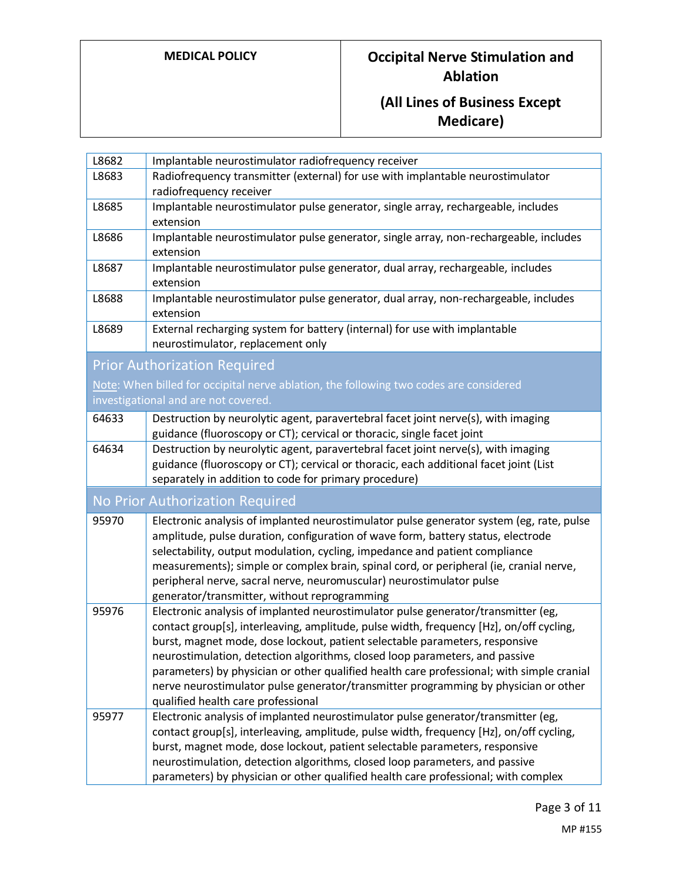| | |
|---|---|
| L8682 | Implantable neurostimulator radiofrequency receiver |
| L8683 | Radiofrequency transmitter (external) for use with implantable neurostimulator radiofrequency receiver |
| L8685 | Implantable neurostimulator pulse generator, single array, rechargeable, includes extension |
| L8686 | Implantable neurostimulator pulse generator, single array, non-rechargeable, includes extension |
| L8687 | Implantable neurostimulator pulse generator, dual array, rechargeable, includes extension |
| L8688 | Implantable neurostimulator pulse generator, dual array, non-rechargeable, includes extension |
| L8689 | External recharging system for battery (internal) for use with implantable neurostimulator, replacement only |
| **Prior Authorization Required**<br>Note: When billed for occipital nerve ablation, the following two codes are considered investigational and are not covered. | |
| 64633 | Destruction by neurolytic agent, paravertebral facet joint nerve(s), with imaging guidance (fluoroscopy or CT); cervical or thoracic, single facet joint |
| 64634 | Destruction by neurolytic agent, paravertebral facet joint nerve(s), with imaging guidance (fluoroscopy or CT); cervical or thoracic, each additional facet joint (List separately in addition to code for primary procedure) |
| **No Prior Authorization Required** | |
| 95970 | Electronic analysis of implanted neurostimulator pulse generator system (eg, rate, pulse amplitude, pulse duration, configuration of wave form, battery status, electrode selectability, output modulation, cycling, impedance and patient compliance measurements); simple or complex brain, spinal cord, or peripheral (ie, cranial nerve, peripheral nerve, sacral nerve, neuromuscular) neurostimulator pulse generator/transmitter, without reprogramming |
| 95976 | Electronic analysis of implanted neurostimulator pulse generator/transmitter (eg, contact group[s], interleaving, amplitude, pulse width, frequency [Hz], on/off cycling, burst, magnet mode, dose lockout, patient selectable parameters, responsive neurostimulation, detection algorithms, closed loop parameters, and passive parameters) by physician or other qualified health care professional; with simple cranial nerve neurostimulator pulse generator/transmitter programming by physician or other qualified health care professional |
| 95977 | Electronic analysis of implanted neurostimulator pulse generator/transmitter (eg, contact group[s], interleaving, amplitude, pulse width, frequency [Hz], on/off cycling, burst, magnet mode, dose lockout, patient selectable parameters, responsive neurostimulation, detection algorithms, closed loop parameters, and passive parameters) by physician or other qualified health care professional; with complex |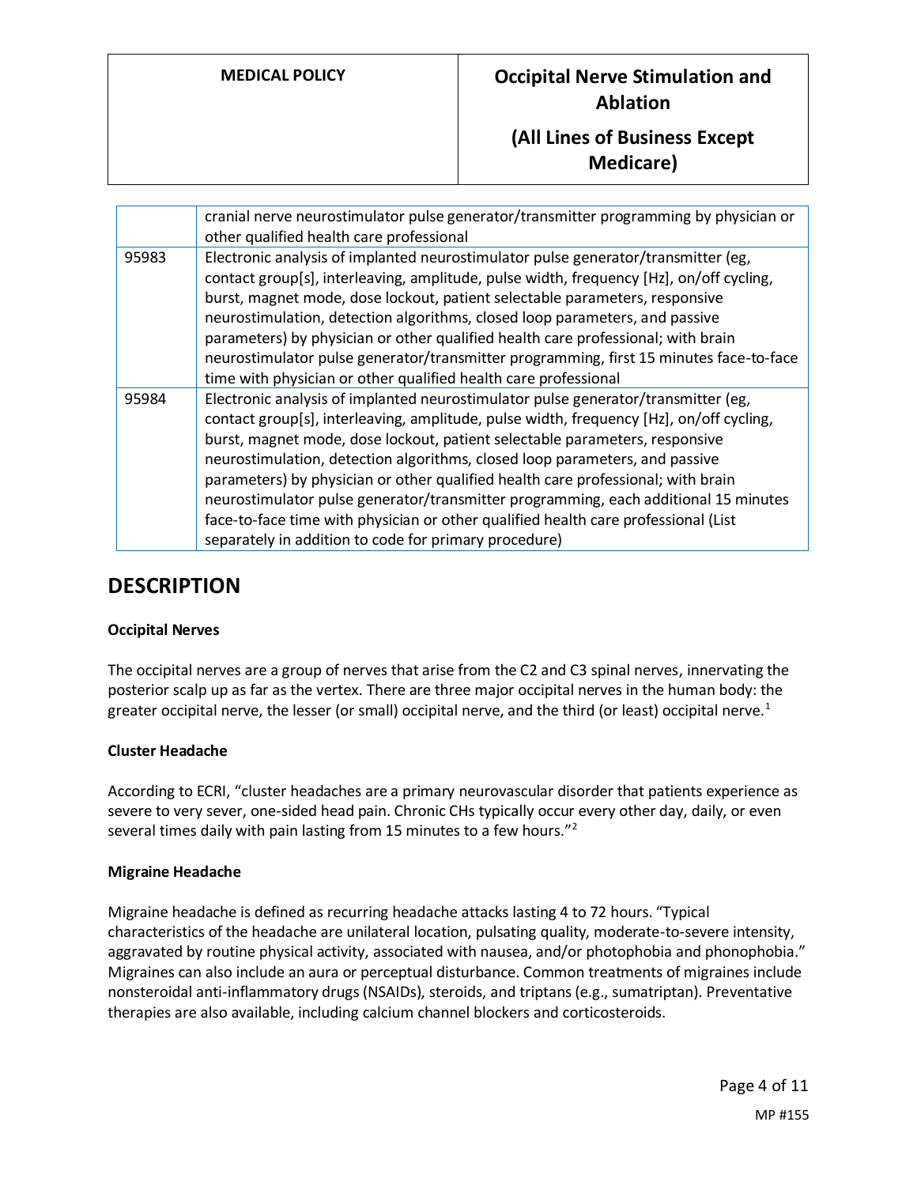| | |
|---|---|
| | cranial nerve neurostimulator pulse generator/transmitter programming by physician or other qualified health care professional |
| 95983 | Electronic analysis of implanted neurostimulator pulse generator/transmitter (eg, contact group[s], interleaving, amplitude, pulse width, frequency [Hz], on/off cycling, burst, magnet mode, dose lockout, patient selectable parameters, responsive neurostimulation, detection algorithms, closed loop parameters, and passive parameters) by physician or other qualified health care professional; with brain neurostimulator pulse generator/transmitter programming, first 15 minutes face-to-face time with physician or other qualified health care professional |
| 95984 | Electronic analysis of implanted neurostimulator pulse generator/transmitter (eg, contact group[s], interleaving, amplitude, pulse width, frequency [Hz], on/off cycling, burst, magnet mode, dose lockout, patient selectable parameters, responsive neurostimulation, detection algorithms, closed loop parameters, and passive parameters) by physician or other qualified health care professional; with brain neurostimulator pulse generator/transmitter programming, each additional 15 minutes face-to-face time with physician or other qualified health care professional (List separately in addition to code for primary procedure) |

## DESCRIPTION

**Occipital Nerves**

The occipital nerves are a group of nerves that arise from the C2 and C3 spinal nerves, innervating the posterior scalp up as far as the vertex. There are three major occipital nerves in the human body: the greater occipital nerve, the lesser (or small) occipital nerve, and the third (or least) occipital nerve.[1]

**Cluster Headache**

According to ECRI, "cluster headaches are a primary neurovascular disorder that patients experience as severe to very sever, one-sided head pain. Chronic CHs typically occur every other day, daily, or even several times daily with pain lasting from 15 minutes to a few hours."[2]

**Migraine Headache**

Migraine headache is defined as recurring headache attacks lasting 4 to 72 hours. "Typical characteristics of the headache are unilateral location, pulsating quality, moderate-to-severe intensity, aggravated by routine physical activity, associated with nausea, and/or photophobia and phonophobia." Migraines can also include an aura or perceptual disturbance. Common treatments of migraines include nonsteroidal anti-inflammatory drugs (NSAIDs), steroids, and triptans (e.g., sumatriptan). Preventative therapies are also available, including calcium channel blockers and corticosteroids.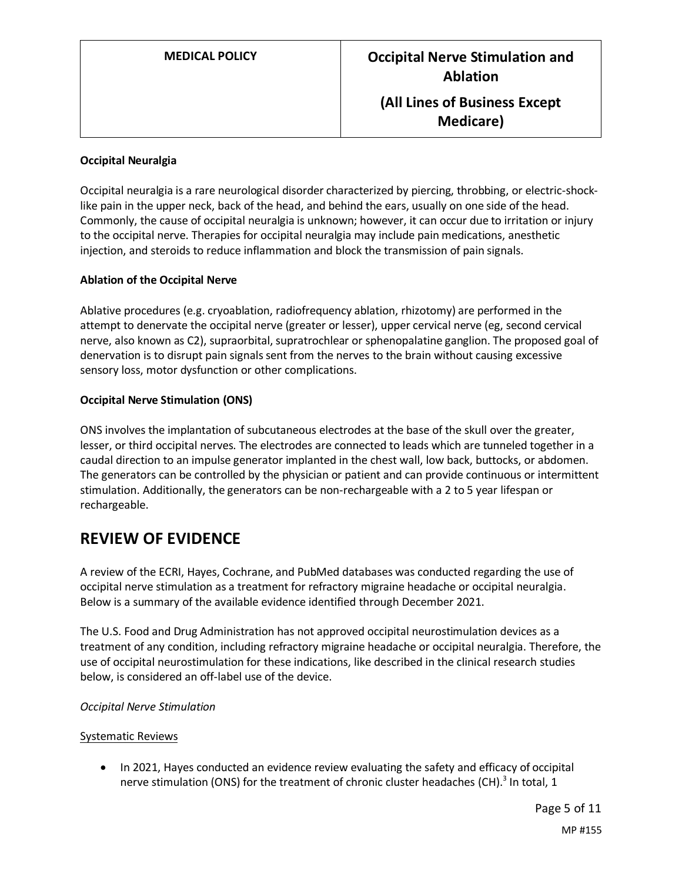**Occipital Neuralgia**

Occipital neuralgia is a rare neurological disorder characterized by piercing, throbbing, or electric-shock-like pain in the upper neck, back of the head, and behind the ears, usually on one side of the head. Commonly, the cause of occipital neuralgia is unknown; however, it can occur due to irritation or injury to the occipital nerve. Therapies for occipital neuralgia may include pain medications, anesthetic injection, and steroids to reduce inflammation and block the transmission of pain signals.

**Ablation of the Occipital Nerve**

Ablative procedures (e.g. cryoablation, radiofrequency ablation, rhizotomy) are performed in the attempt to denervate the occipital nerve (greater or lesser), upper cervical nerve (eg, second cervical nerve, also known as C2), supraorbital, supratrochlear or sphenopalatine ganglion. The proposed goal of denervation is to disrupt pain signals sent from the nerves to the brain without causing excessive sensory loss, motor dysfunction or other complications.

**Occipital Nerve Stimulation (ONS)**

ONS involves the implantation of subcutaneous electrodes at the base of the skull over the greater, lesser, or third occipital nerves. The electrodes are connected to leads which are tunneled together in a caudal direction to an impulse generator implanted in the chest wall, low back, buttocks, or abdomen. The generators can be controlled by the physician or patient and can provide continuous or intermittent stimulation. Additionally, the generators can be non-rechargeable with a 2 to 5 year lifespan or rechargeable.

# REVIEW OF EVIDENCE

A review of the ECRI, Hayes, Cochrane, and PubMed databases was conducted regarding the use of occipital nerve stimulation as a treatment for refractory migraine headache or occipital neuralgia. Below is a summary of the available evidence identified through December 2021.

The U.S. Food and Drug Administration has not approved occipital neurostimulation devices as a treatment of any condition, including refractory migraine headache or occipital neuralgia. Therefore, the use of occipital neurostimulation for these indications, like described in the clinical research studies below, is considered an off-label use of the device.

*Occipital Nerve Stimulation*

Systematic Reviews

- In 2021, Hayes conducted an evidence review evaluating the safety and efficacy of occipital nerve stimulation (ONS) for the treatment of chronic cluster headaches (CH).[3] In total, 1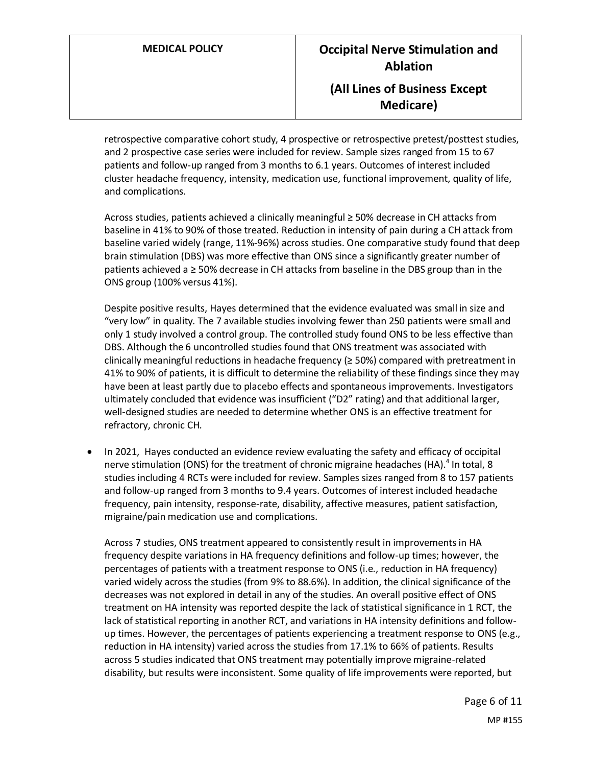retrospective comparative cohort study, 4 prospective or retrospective pretest/posttest studies, and 2 prospective case series were included for review. Sample sizes ranged from 15 to 67 patients and follow-up ranged from 3 months to 6.1 years. Outcomes of interest included cluster headache frequency, intensity, medication use, functional improvement, quality of life, and complications.

Across studies, patients achieved a clinically meaningful ≥ 50% decrease in CH attacks from baseline in 41% to 90% of those treated. Reduction in intensity of pain during a CH attack from baseline varied widely (range, 11%-96%) across studies. One comparative study found that deep brain stimulation (DBS) was more effective than ONS since a significantly greater number of patients achieved a ≥ 50% decrease in CH attacks from baseline in the DBS group than in the ONS group (100% versus 41%).

Despite positive results, Hayes determined that the evidence evaluated was small in size and "very low" in quality. The 7 available studies involving fewer than 250 patients were small and only 1 study involved a control group. The controlled study found ONS to be less effective than DBS. Although the 6 uncontrolled studies found that ONS treatment was associated with clinically meaningful reductions in headache frequency (≥ 50%) compared with pretreatment in 41% to 90% of patients, it is difficult to determine the reliability of these findings since they may have been at least partly due to placebo effects and spontaneous improvements. Investigators ultimately concluded that evidence was insufficient ("D2" rating) and that additional larger, well-designed studies are needed to determine whether ONS is an effective treatment for refractory, chronic CH.

- In 2021, Hayes conducted an evidence review evaluating the safety and efficacy of occipital nerve stimulation (ONS) for the treatment of chronic migraine headaches (HA).[4] In total, 8 studies including 4 RCTs were included for review. Samples sizes ranged from 8 to 157 patients and follow-up ranged from 3 months to 9.4 years. Outcomes of interest included headache frequency, pain intensity, response-rate, disability, affective measures, patient satisfaction, migraine/pain medication use and complications.

  Across 7 studies, ONS treatment appeared to consistently result in improvements in HA frequency despite variations in HA frequency definitions and follow-up times; however, the percentages of patients with a treatment response to ONS (i.e., reduction in HA frequency) varied widely across the studies (from 9% to 88.6%). In addition, the clinical significance of the decreases was not explored in detail in any of the studies. An overall positive effect of ONS treatment on HA intensity was reported despite the lack of statistical significance in 1 RCT, the lack of statistical reporting in another RCT, and variations in HA intensity definitions and follow-up times. However, the percentages of patients experiencing a treatment response to ONS (e.g., reduction in HA intensity) varied across the studies from 17.1% to 66% of patients. Results across 5 studies indicated that ONS treatment may potentially improve migraine-related disability, but results were inconsistent. Some quality of life improvements were reported, but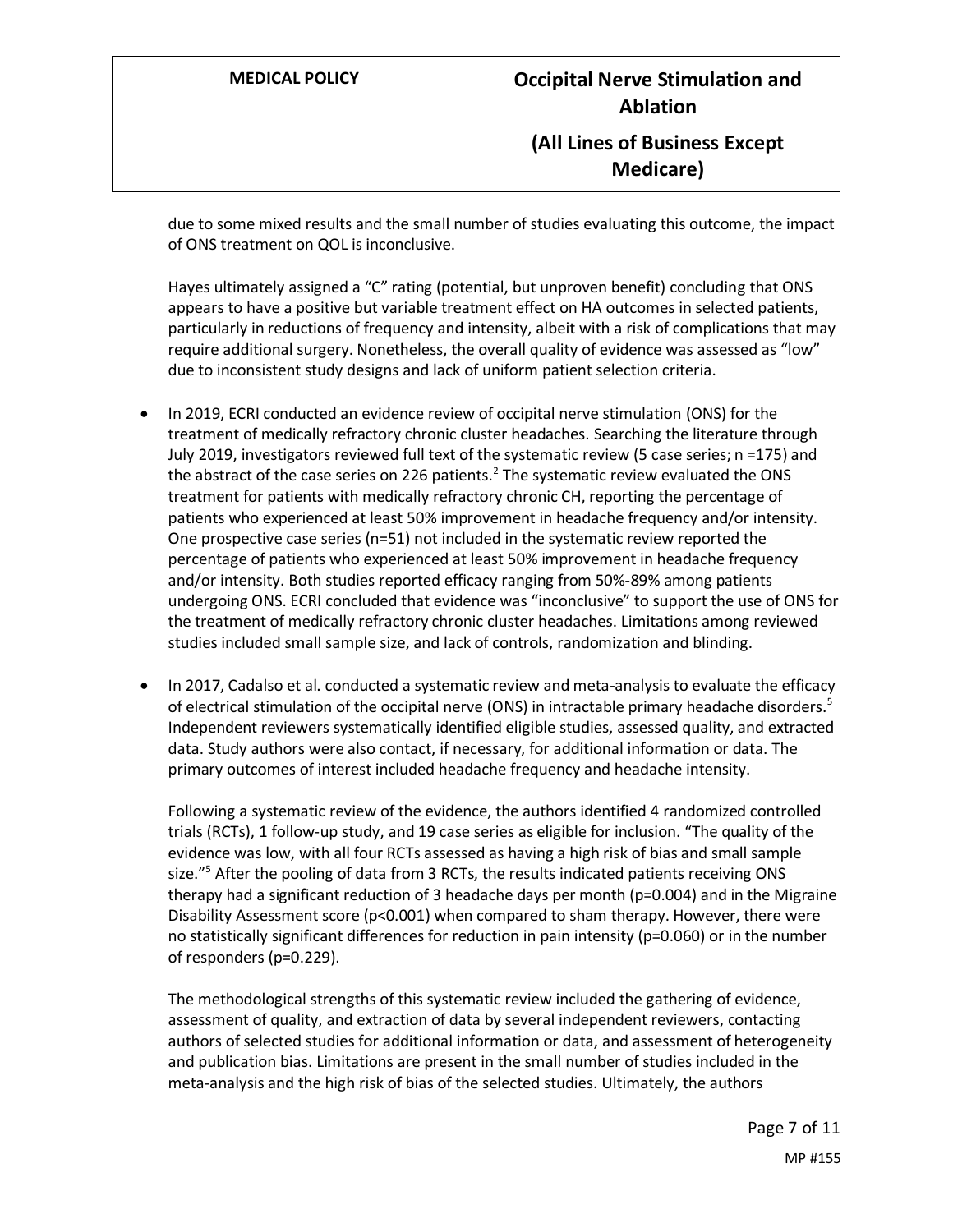due to some mixed results and the small number of studies evaluating this outcome, the impact of ONS treatment on QOL is inconclusive.

Hayes ultimately assigned a "C" rating (potential, but unproven benefit) concluding that ONS appears to have a positive but variable treatment effect on HA outcomes in selected patients, particularly in reductions of frequency and intensity, albeit with a risk of complications that may require additional surgery. Nonetheless, the overall quality of evidence was assessed as "low" due to inconsistent study designs and lack of uniform patient selection criteria.

- In 2019, ECRI conducted an evidence review of occipital nerve stimulation (ONS) for the treatment of medically refractory chronic cluster headaches. Searching the literature through July 2019, investigators reviewed full text of the systematic review (5 case series; n =175) and the abstract of the case series on 226 patients.[2] The systematic review evaluated the ONS treatment for patients with medically refractory chronic CH, reporting the percentage of patients who experienced at least 50% improvement in headache frequency and/or intensity. One prospective case series (n=51) not included in the systematic review reported the percentage of patients who experienced at least 50% improvement in headache frequency and/or intensity. Both studies reported efficacy ranging from 50%-89% among patients undergoing ONS. ECRI concluded that evidence was "inconclusive" to support the use of ONS for the treatment of medically refractory chronic cluster headaches. Limitations among reviewed studies included small sample size, and lack of controls, randomization and blinding.

- In 2017, Cadalso et al. conducted a systematic review and meta-analysis to evaluate the efficacy of electrical stimulation of the occipital nerve (ONS) in intractable primary headache disorders.[5] Independent reviewers systematically identified eligible studies, assessed quality, and extracted data. Study authors were also contact, if necessary, for additional information or data. The primary outcomes of interest included headache frequency and headache intensity.

  Following a systematic review of the evidence, the authors identified 4 randomized controlled trials (RCTs), 1 follow-up study, and 19 case series as eligible for inclusion. "The quality of the evidence was low, with all four RCTs assessed as having a high risk of bias and small sample size."[5] After the pooling of data from 3 RCTs, the results indicated patients receiving ONS therapy had a significant reduction of 3 headache days per month (p=0.004) and in the Migraine Disability Assessment score (p<0.001) when compared to sham therapy. However, there were no statistically significant differences for reduction in pain intensity (p=0.060) or in the number of responders (p=0.229).

  The methodological strengths of this systematic review included the gathering of evidence, assessment of quality, and extraction of data by several independent reviewers, contacting authors of selected studies for additional information or data, and assessment of heterogeneity and publication bias. Limitations are present in the small number of studies included in the meta-analysis and the high risk of bias of the selected studies. Ultimately, the authors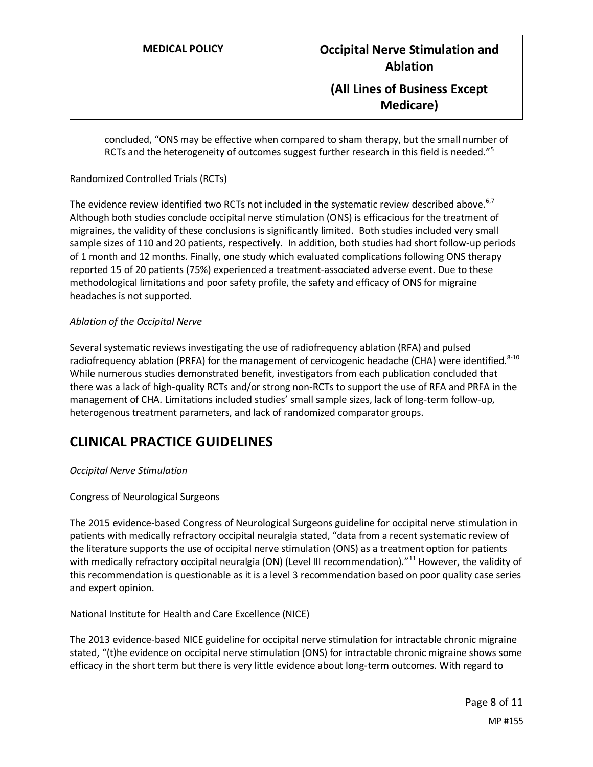concluded, "ONS may be effective when compared to sham therapy, but the small number of RCTs and the heterogeneity of outcomes suggest further research in this field is needed."[5]

Randomized Controlled Trials (RCTs)

The evidence review identified two RCTs not included in the systematic review described above.[6,7] Although both studies conclude occipital nerve stimulation (ONS) is efficacious for the treatment of migraines, the validity of these conclusions is significantly limited. Both studies included very small sample sizes of 110 and 20 patients, respectively. In addition, both studies had short follow-up periods of 1 month and 12 months. Finally, one study which evaluated complications following ONS therapy reported 15 of 20 patients (75%) experienced a treatment-associated adverse event. Due to these methodological limitations and poor safety profile, the safety and efficacy of ONS for migraine headaches is not supported.

*Ablation of the Occipital Nerve*

Several systematic reviews investigating the use of radiofrequency ablation (RFA) and pulsed radiofrequency ablation (PRFA) for the management of cervicogenic headache (CHA) were identified.[8-10] While numerous studies demonstrated benefit, investigators from each publication concluded that there was a lack of high-quality RCTs and/or strong non-RCTs to support the use of RFA and PRFA in the management of CHA. Limitations included studies' small sample sizes, lack of long-term follow-up, heterogenous treatment parameters, and lack of randomized comparator groups.

# CLINICAL PRACTICE GUIDELINES

*Occipital Nerve Stimulation*

Congress of Neurological Surgeons

The 2015 evidence-based Congress of Neurological Surgeons guideline for occipital nerve stimulation in patients with medically refractory occipital neuralgia stated, "data from a recent systematic review of the literature supports the use of occipital nerve stimulation (ONS) as a treatment option for patients with medically refractory occipital neuralgia (ON) (Level III recommendation)."[11] However, the validity of this recommendation is questionable as it is a level 3 recommendation based on poor quality case series and expert opinion.

National Institute for Health and Care Excellence (NICE)

The 2013 evidence-based NICE guideline for occipital nerve stimulation for intractable chronic migraine stated, "(t)he evidence on occipital nerve stimulation (ONS) for intractable chronic migraine shows some efficacy in the short term but there is very little evidence about long-term outcomes. With regard to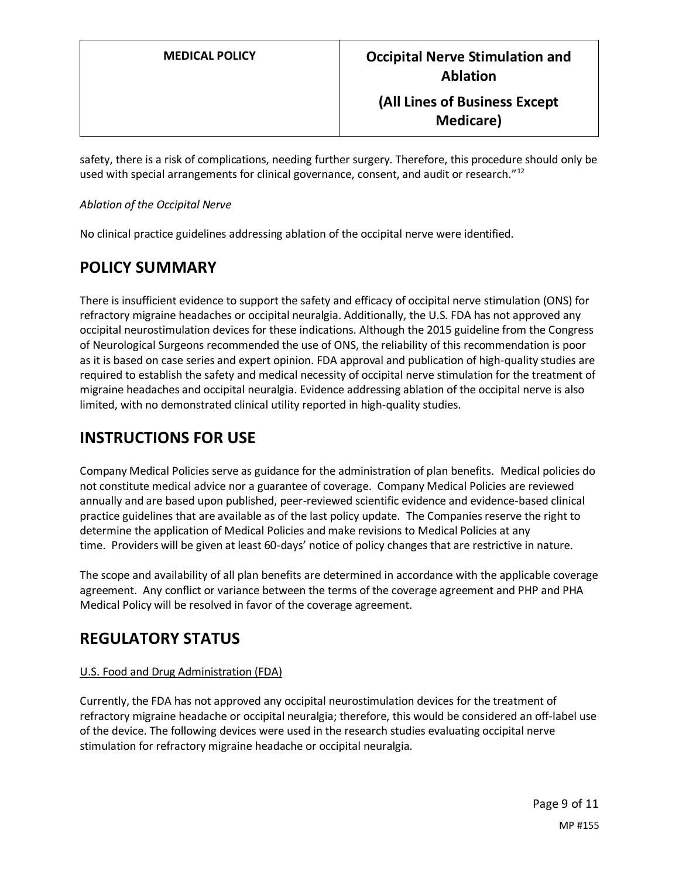safety, there is a risk of complications, needing further surgery. Therefore, this procedure should only be used with special arrangements for clinical governance, consent, and audit or research."[12]

*Ablation of the Occipital Nerve*

No clinical practice guidelines addressing ablation of the occipital nerve were identified.

# POLICY SUMMARY

There is insufficient evidence to support the safety and efficacy of occipital nerve stimulation (ONS) for refractory migraine headaches or occipital neuralgia. Additionally, the U.S. FDA has not approved any occipital neurostimulation devices for these indications. Although the 2015 guideline from the Congress of Neurological Surgeons recommended the use of ONS, the reliability of this recommendation is poor as it is based on case series and expert opinion. FDA approval and publication of high-quality studies are required to establish the safety and medical necessity of occipital nerve stimulation for the treatment of migraine headaches and occipital neuralgia. Evidence addressing ablation of the occipital nerve is also limited, with no demonstrated clinical utility reported in high-quality studies.

# INSTRUCTIONS FOR USE

Company Medical Policies serve as guidance for the administration of plan benefits. Medical policies do not constitute medical advice nor a guarantee of coverage. Company Medical Policies are reviewed annually and are based upon published, peer-reviewed scientific evidence and evidence-based clinical practice guidelines that are available as of the last policy update. The Companies reserve the right to determine the application of Medical Policies and make revisions to Medical Policies at any time. Providers will be given at least 60-days' notice of policy changes that are restrictive in nature.

The scope and availability of all plan benefits are determined in accordance with the applicable coverage agreement. Any conflict or variance between the terms of the coverage agreement and PHP and PHA Medical Policy will be resolved in favor of the coverage agreement.

# REGULATORY STATUS

U.S. Food and Drug Administration (FDA)

Currently, the FDA has not approved any occipital neurostimulation devices for the treatment of refractory migraine headache or occipital neuralgia; therefore, this would be considered an off-label use of the device. The following devices were used in the research studies evaluating occipital nerve stimulation for refractory migraine headache or occipital neuralgia.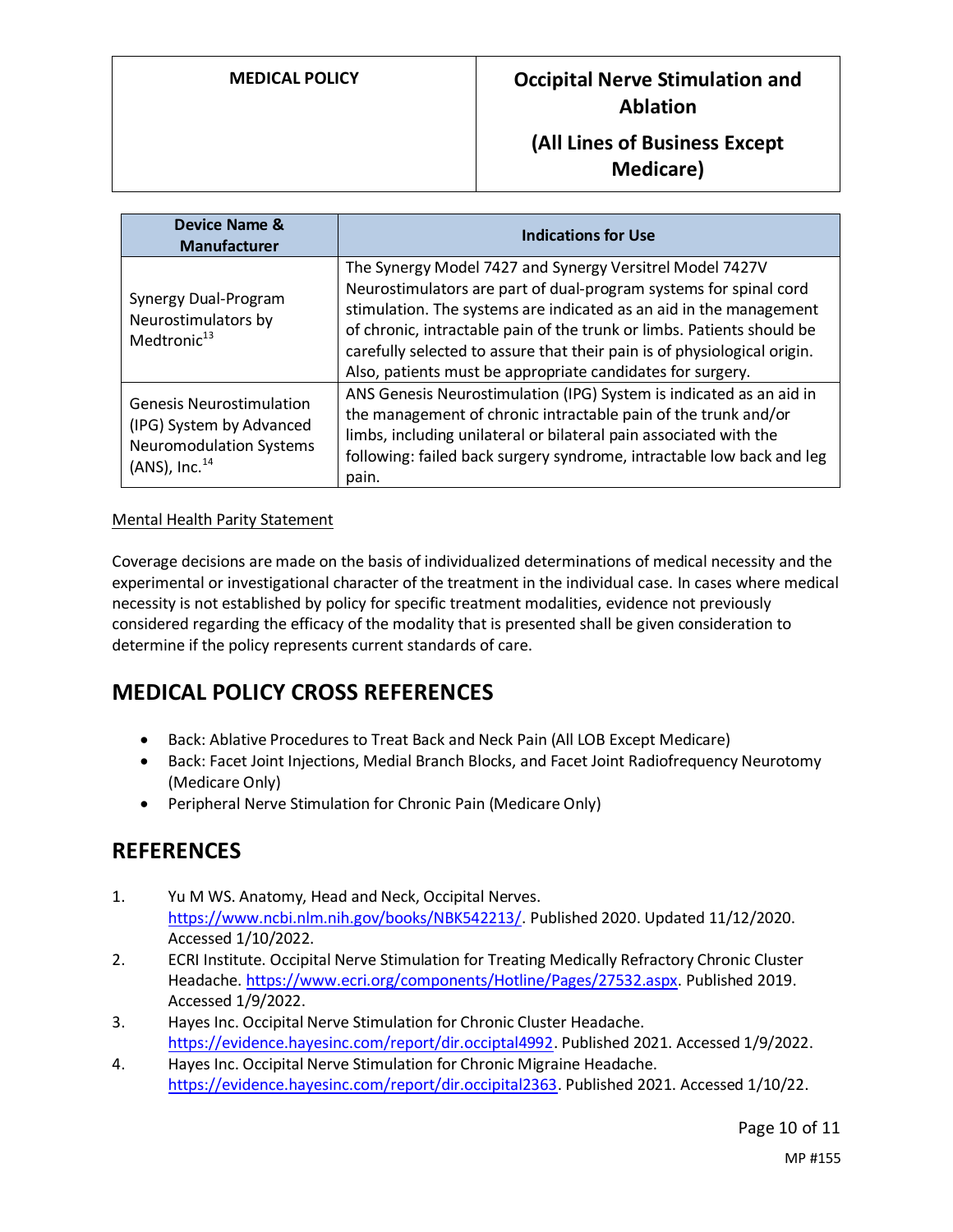| Device Name & Manufacturer | Indications for Use |
| --- | --- |
| Synergy Dual-Program Neurostimulators by Medtronic[13] | The Synergy Model 7427 and Synergy Versitrel Model 7427V Neurostimulators are part of dual-program systems for spinal cord stimulation. The systems are indicated as an aid in the management of chronic, intractable pain of the trunk or limbs. Patients should be carefully selected to assure that their pain is of physiological origin. Also, patients must be appropriate candidates for surgery. |
| Genesis Neurostimulation (IPG) System by Advanced Neuromodulation Systems (ANS), Inc.[14] | ANS Genesis Neurostimulation (IPG) System is indicated as an aid in the management of chronic intractable pain of the trunk and/or limbs, including unilateral or bilateral pain associated with the following: failed back surgery syndrome, intractable low back and leg pain. |

Mental Health Parity Statement

Coverage decisions are made on the basis of individualized determinations of medical necessity and the experimental or investigational character of the treatment in the individual case. In cases where medical necessity is not established by policy for specific treatment modalities, evidence not previously considered regarding the efficacy of the modality that is presented shall be given consideration to determine if the policy represents current standards of care.

## MEDICAL POLICY CROSS REFERENCES

- Back: Ablative Procedures to Treat Back and Neck Pain (All LOB Except Medicare)
- Back: Facet Joint Injections, Medial Branch Blocks, and Facet Joint Radiofrequency Neurotomy (Medicare Only)
- Peripheral Nerve Stimulation for Chronic Pain (Medicare Only)

## REFERENCES

1. Yu M WS. Anatomy, Head and Neck, Occipital Nerves. https://www.ncbi.nlm.nih.gov/books/NBK542213/. Published 2020. Updated 11/12/2020. Accessed 1/10/2022.
2. ECRI Institute. Occipital Nerve Stimulation for Treating Medically Refractory Chronic Cluster Headache. https://www.ecri.org/components/Hotline/Pages/27532.aspx. Published 2019. Accessed 1/9/2022.
3. Hayes Inc. Occipital Nerve Stimulation for Chronic Cluster Headache. https://evidence.hayesinc.com/report/dir.occiptal4992. Published 2021. Accessed 1/9/2022.
4. Hayes Inc. Occipital Nerve Stimulation for Chronic Migraine Headache. https://evidence.hayesinc.com/report/dir.occipital2363. Published 2021. Accessed 1/10/22.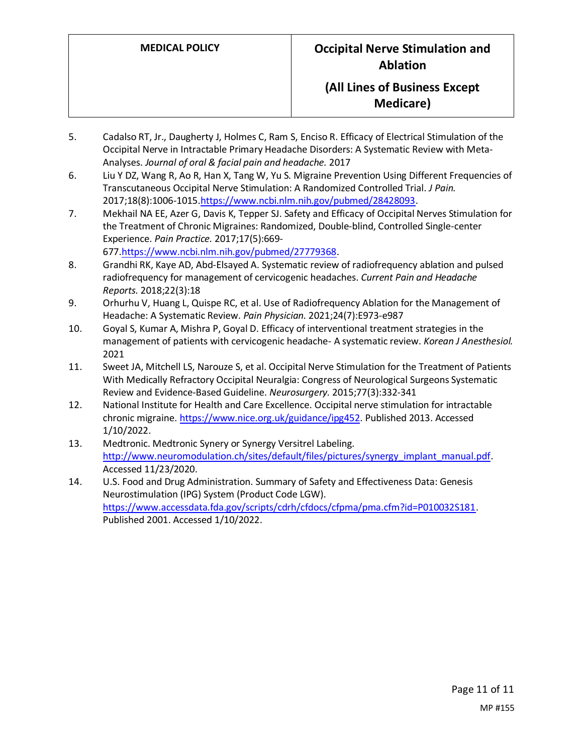5. Cadalso RT, Jr., Daugherty J, Holmes C, Ram S, Enciso R. Efficacy of Electrical Stimulation of the Occipital Nerve in Intractable Primary Headache Disorders: A Systematic Review with Meta-Analyses. *Journal of oral & facial pain and headache.* 2017
6. Liu Y DZ, Wang R, Ao R, Han X, Tang W, Yu S. Migraine Prevention Using Different Frequencies of Transcutaneous Occipital Nerve Stimulation: A Randomized Controlled Trial. *J Pain.* 2017;18(8):1006-1015.https://www.ncbi.nlm.nih.gov/pubmed/28428093.
7. Mekhail NA EE, Azer G, Davis K, Tepper SJ. Safety and Efficacy of Occipital Nerves Stimulation for the Treatment of Chronic Migraines: Randomized, Double-blind, Controlled Single-center Experience. *Pain Practice.* 2017;17(5):669-677.https://www.ncbi.nlm.nih.gov/pubmed/27779368.
8. Grandhi RK, Kaye AD, Abd-Elsayed A. Systematic review of radiofrequency ablation and pulsed radiofrequency for management of cervicogenic headaches. *Current Pain and Headache Reports.* 2018;22(3):18
9. Orhurhu V, Huang L, Quispe RC, et al. Use of Radiofrequency Ablation for the Management of Headache: A Systematic Review. *Pain Physician.* 2021;24(7):E973-e987
10. Goyal S, Kumar A, Mishra P, Goyal D. Efficacy of interventional treatment strategies in the management of patients with cervicogenic headache- A systematic review. *Korean J Anesthesiol.* 2021
11. Sweet JA, Mitchell LS, Narouze S, et al. Occipital Nerve Stimulation for the Treatment of Patients With Medically Refractory Occipital Neuralgia: Congress of Neurological Surgeons Systematic Review and Evidence-Based Guideline. *Neurosurgery.* 2015;77(3):332-341
12. National Institute for Health and Care Excellence. Occipital nerve stimulation for intractable chronic migraine. https://www.nice.org.uk/guidance/ipg452. Published 2013. Accessed 1/10/2022.
13. Medtronic. Medtronic Synery or Synergy Versitrel Labeling. http://www.neuromodulation.ch/sites/default/files/pictures/synergy_implant_manual.pdf. Accessed 11/23/2020.
14. U.S. Food and Drug Administration. Summary of Safety and Effectiveness Data: Genesis Neurostimulation (IPG) System (Product Code LGW). https://www.accessdata.fda.gov/scripts/cdrh/cfdocs/cfpma/pma.cfm?id=P010032S181. Published 2001. Accessed 1/10/2022.